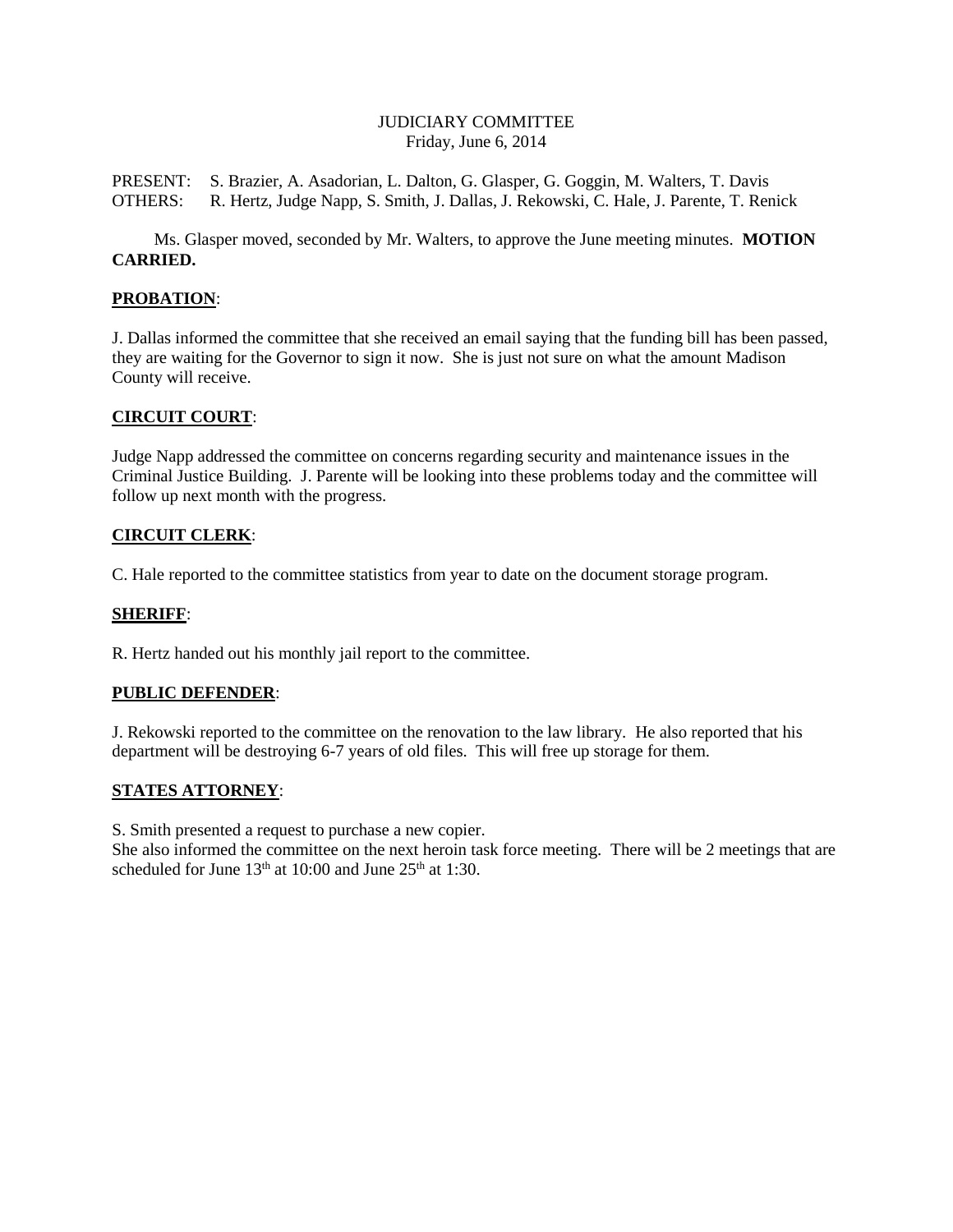# JUDICIARY COMMITTEE
Friday, June 6, 2014

PRESENT: S. Brazier, A. Asadorian, L. Dalton, G. Glasper, G. Goggin, M. Walters, T. Davis
OTHERS: R. Hertz, Judge Napp, S. Smith, J. Dallas, J. Rekowski, C. Hale, J. Parente, T. Renick

Ms. Glasper moved, seconded by Mr. Walters, to approve the June meeting minutes. **MOTION CARRIED.**

**PROBATION**:

J. Dallas informed the committee that she received an email saying that the funding bill has been passed, they are waiting for the Governor to sign it now. She is just not sure on what the amount Madison County will receive.

**CIRCUIT COURT**:

Judge Napp addressed the committee on concerns regarding security and maintenance issues in the Criminal Justice Building. J. Parente will be looking into these problems today and the committee will follow up next month with the progress.

**CIRCUIT CLERK**:

C. Hale reported to the committee statistics from year to date on the document storage program.

**SHERIFF**:

R. Hertz handed out his monthly jail report to the committee.

**PUBLIC DEFENDER**:

J. Rekowski reported to the committee on the renovation to the law library. He also reported that his department will be destroying 6-7 years of old files. This will free up storage for them.

**STATES ATTORNEY**:

S. Smith presented a request to purchase a new copier.
She also informed the committee on the next heroin task force meeting. There will be 2 meetings that are scheduled for June 13th at 10:00 and June 25th at 1:30.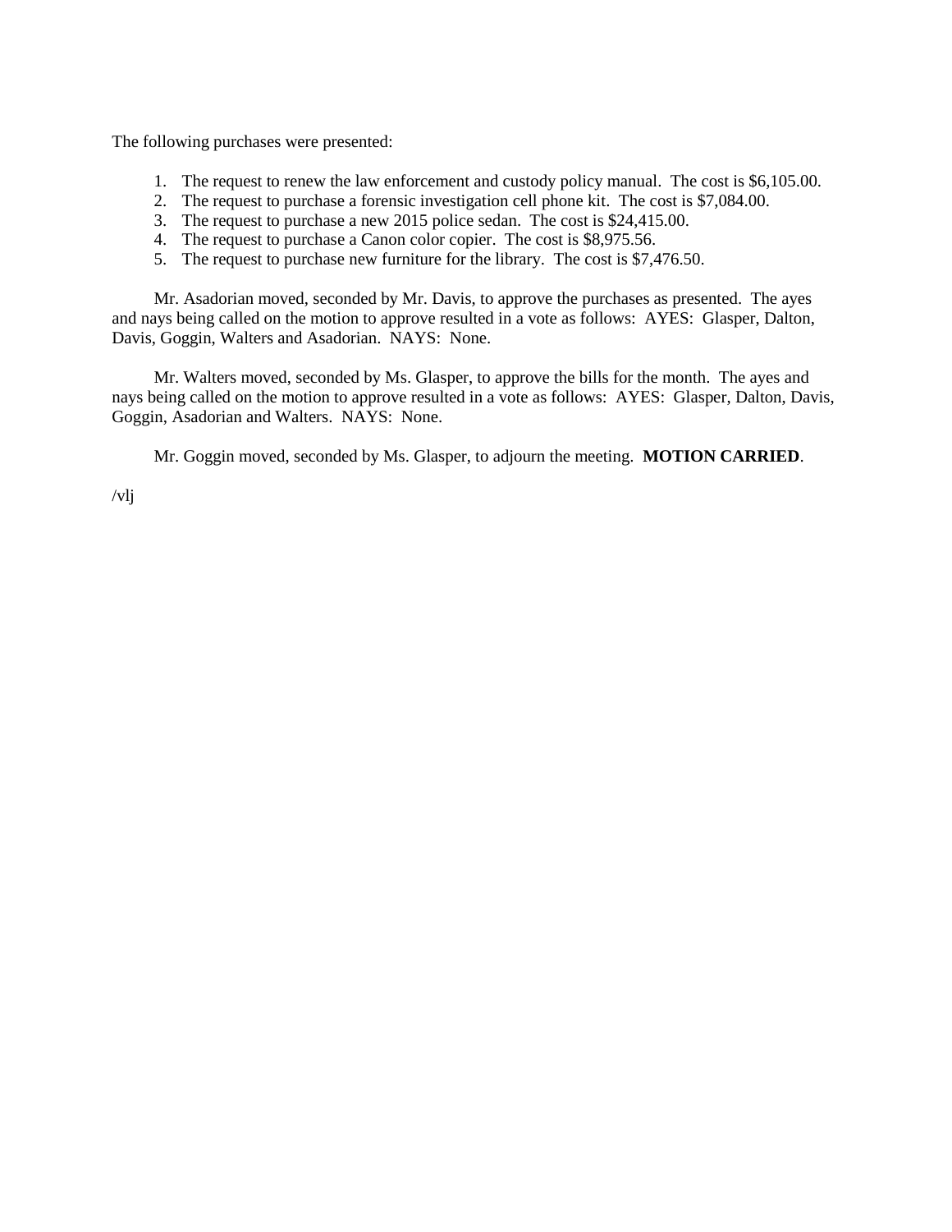The following purchases were presented:

1. The request to renew the law enforcement and custody policy manual. The cost is $6,105.00.
2. The request to purchase a forensic investigation cell phone kit. The cost is $7,084.00.
3. The request to purchase a new 2015 police sedan. The cost is $24,415.00.
4. The request to purchase a Canon color copier. The cost is $8,975.56.
5. The request to purchase new furniture for the library. The cost is $7,476.50.

Mr. Asadorian moved, seconded by Mr. Davis, to approve the purchases as presented. The ayes and nays being called on the motion to approve resulted in a vote as follows: AYES: Glasper, Dalton, Davis, Goggin, Walters and Asadorian. NAYS: None.

Mr. Walters moved, seconded by Ms. Glasper, to approve the bills for the month. The ayes and nays being called on the motion to approve resulted in a vote as follows: AYES: Glasper, Dalton, Davis, Goggin, Asadorian and Walters. NAYS: None.

Mr. Goggin moved, seconded by Ms. Glasper, to adjourn the meeting. **MOTION CARRIED**.

/vlj